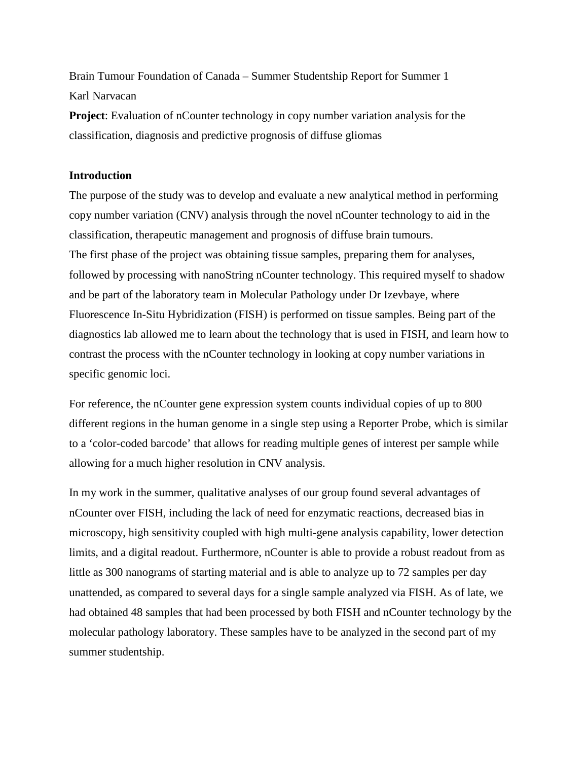Brain Tumour Foundation of Canada – Summer Studentship Report for Summer 1

Karl Narvacan

**Project**: Evaluation of nCounter technology in copy number variation analysis for the classification, diagnosis and predictive prognosis of diffuse gliomas

**Introduction**

The purpose of the study was to develop and evaluate a new analytical method in performing copy number variation (CNV) analysis through the novel nCounter technology to aid in the classification, therapeutic management and prognosis of diffuse brain tumours.

The first phase of the project was obtaining tissue samples, preparing them for analyses, followed by processing with nanoString nCounter technology. This required myself to shadow and be part of the laboratory team in Molecular Pathology under Dr Izevbaye, where Fluorescence In-Situ Hybridization (FISH) is performed on tissue samples. Being part of the diagnostics lab allowed me to learn about the technology that is used in FISH, and learn how to contrast the process with the nCounter technology in looking at copy number variations in specific genomic loci.

For reference, the nCounter gene expression system counts individual copies of up to 800 different regions in the human genome in a single step using a Reporter Probe, which is similar to a 'color-coded barcode' that allows for reading multiple genes of interest per sample while allowing for a much higher resolution in CNV analysis.

In my work in the summer, qualitative analyses of our group found several advantages of nCounter over FISH, including the lack of need for enzymatic reactions, decreased bias in microscopy, high sensitivity coupled with high multi-gene analysis capability, lower detection limits, and a digital readout. Furthermore, nCounter is able to provide a robust readout from as little as 300 nanograms of starting material and is able to analyze up to 72 samples per day unattended, as compared to several days for a single sample analyzed via FISH. As of late, we had obtained 48 samples that had been processed by both FISH and nCounter technology by the molecular pathology laboratory. These samples have to be analyzed in the second part of my summer studentship.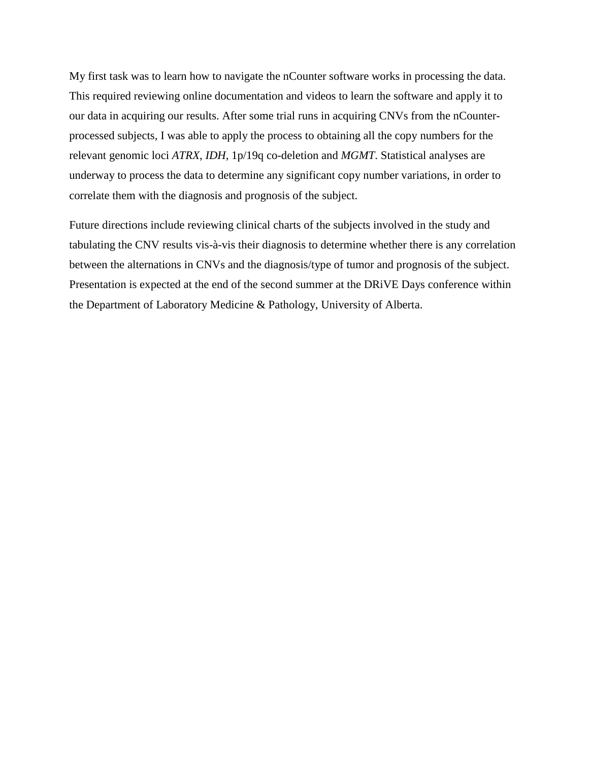My first task was to learn how to navigate the nCounter software works in processing the data. This required reviewing online documentation and videos to learn the software and apply it to our data in acquiring our results. After some trial runs in acquiring CNVs from the nCounter-processed subjects, I was able to apply the process to obtaining all the copy numbers for the relevant genomic loci *ATRX*, *IDH*, 1p/19q co-deletion and *MGMT*. Statistical analyses are underway to process the data to determine any significant copy number variations, in order to correlate them with the diagnosis and prognosis of the subject.

Future directions include reviewing clinical charts of the subjects involved in the study and tabulating the CNV results vis-à-vis their diagnosis to determine whether there is any correlation between the alternations in CNVs and the diagnosis/type of tumor and prognosis of the subject. Presentation is expected at the end of the second summer at the DRiVE Days conference within the Department of Laboratory Medicine & Pathology, University of Alberta.